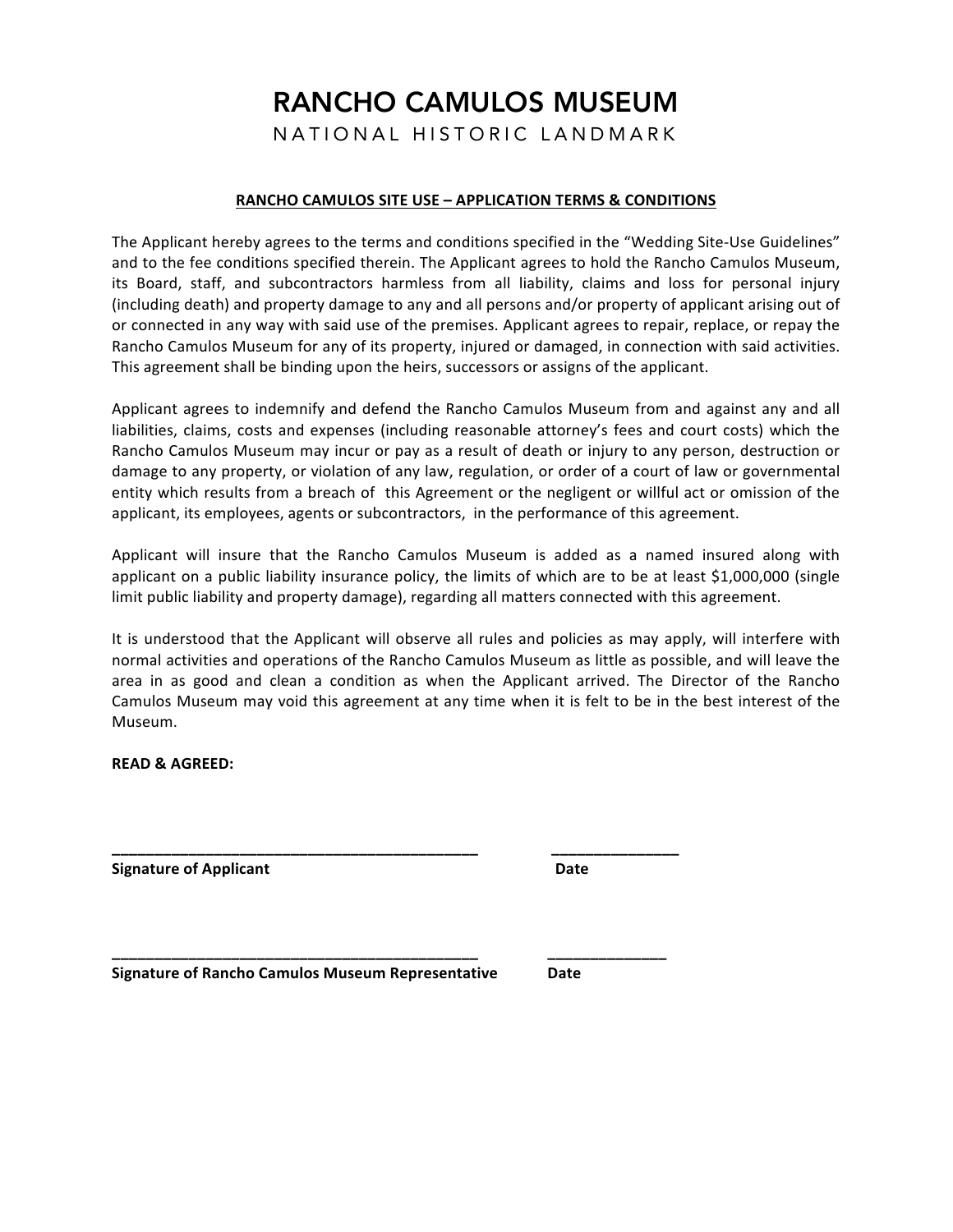# RANCHO CAMULOS MUSEUM

NATIONAL HISTORIC LANDMARK

## RANCHO CAMULOS SITE USE – APPLICATION TERMS & CONDITIONS

The Applicant hereby agrees to the terms and conditions specified in the "Wedding Site-Use Guidelines" and to the fee conditions specified therein. The Applicant agrees to hold the Rancho Camulos Museum, its Board, staff, and subcontractors harmless from all liability, claims and loss for personal injury (including death) and property damage to any and all persons and/or property of applicant arising out of or connected in any way with said use of the premises. Applicant agrees to repair, replace, or repay the Rancho Camulos Museum for any of its property, injured or damaged, in connection with said activities. This agreement shall be binding upon the heirs, successors or assigns of the applicant.

Applicant agrees to indemnify and defend the Rancho Camulos Museum from and against any and all liabilities, claims, costs and expenses (including reasonable attorney's fees and court costs) which the Rancho Camulos Museum may incur or pay as a result of death or injury to any person, destruction or damage to any property, or violation of any law, regulation, or order of a court of law or governmental entity which results from a breach of this Agreement or the negligent or willful act or omission of the applicant, its employees, agents or subcontractors, in the performance of this agreement.

Applicant will insure that the Rancho Camulos Museum is added as a named insured along with applicant on a public liability insurance policy, the limits of which are to be at least $1,000,000 (single limit public liability and property damage), regarding all matters connected with this agreement.

It is understood that the Applicant will observe all rules and policies as may apply, will interfere with normal activities and operations of the Rancho Camulos Museum as little as possible, and will leave the area in as good and clean a condition as when the Applicant arrived. The Director of the Rancho Camulos Museum may void this agreement at any time when it is felt to be in the best interest of the Museum.

**READ & AGREED:**

_____________________________________________ _______________

**Signature of Applicant** **Date**

_____________________________________________ _______________

**Signature of Rancho Camulos Museum Representative** **Date**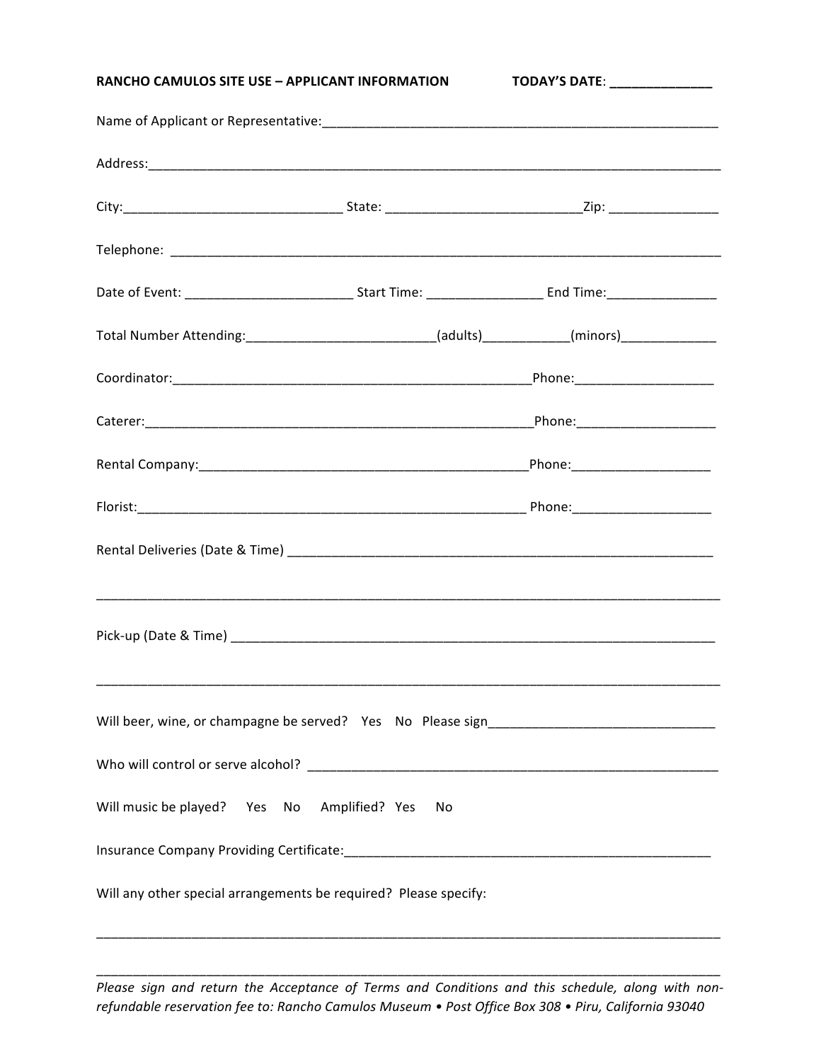**RANCHO CAMULOS SITE USE – APPLICANT INFORMATION** **TODAY'S DATE**: ______________

Name of Applicant or Representative:_______________________________________________________

Address:___________________________________________________________________________

City:____________________________ State: __________________________Zip: _______________

Telephone: _________________________________________________________________________

Date of Event: ______________________ Start Time: _______________ End Time:_______________

Total Number Attending:________________________(adults)___________(minors)_____________

Coordinator:______________________________________________Phone:__________________

Caterer:_________________________________________________Phone:__________________

Rental Company:___________________________________________Phone:__________________

Florist:__________________________________________________ Phone:__________________

Rental Deliveries (Date & Time) ________________________________________________________

___________________________________________________________________________________

Pick-up (Date & Time) ________________________________________________________________

___________________________________________________________________________________

Will beer, wine, or champagne be served? Yes No Please sign______________________________

Who will control or serve alcohol? ______________________________________________________

Will music be played? Yes No Amplified? Yes No

Insurance Company Providing Certificate:_______________________________________________

Will any other special arrangements be required? Please specify:

___________________________________________________________________________________

___________________________________________________________________________________

*Please sign and return the Acceptance of Terms and Conditions and this schedule, along with non-refundable reservation fee to: Rancho Camulos Museum • Post Office Box 308 • Piru, California 93040*